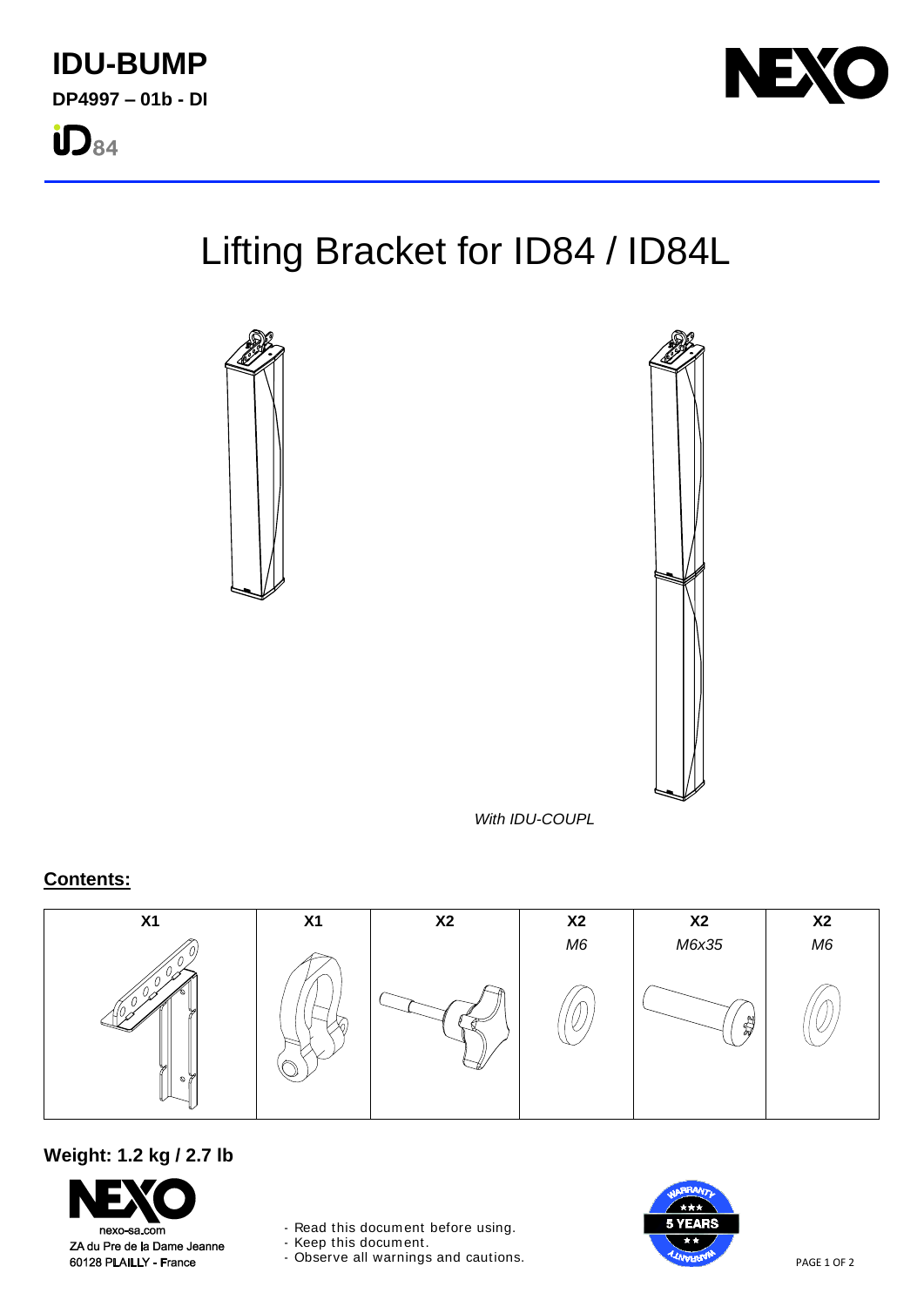# IDU-BUMP

**DP4997 – 01b - DI**

iD84

# Lifting Bracket for ID84 / ID84L

*With IDU-COUPL*

## Contents:

| X1 | X1 | X2 | X2 | X2 | X2 |
|---|---|---|---|---|---|
| | | | *M6* | *M6x35* | *M6* |

**Weight: 1.2 kg / 2.7 lb**

nexo-sa.com
ZA du Pre de la Dame Jeanne
60128 PLAILLY - France

- Read this document before using.
- Keep this document.
- Observe all warnings and cautions.

WARRANTY 5 YEARS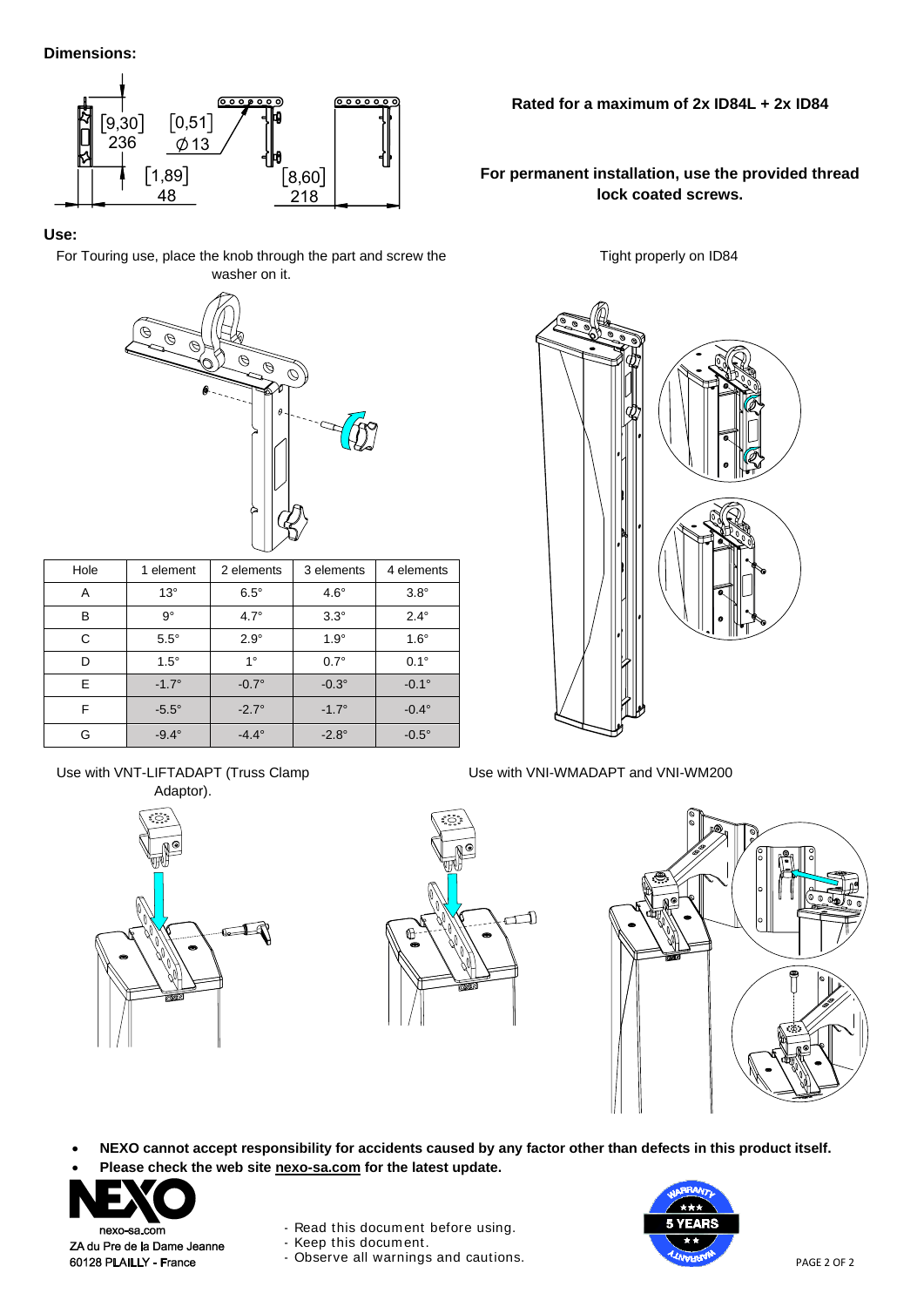**Dimensions:**

[9,30]
236

[0,51]
⌀13

[1,89]
48

[8,60]
218

**Rated for a maximum of 2x ID84L + 2x ID84**

**For permanent installation, use the provided thread lock coated screws.**

**Use:**

For Touring use, place the knob through the part and screw the washer on it.

Tight properly on ID84

| Hole | 1 element | 2 elements | 3 elements | 4 elements |
|---|---|---|---|---|
| A | 13° | 6.5° | 4.6° | 3.8° |
| B | 9° | 4.7° | 3.3° | 2.4° |
| C | 5.5° | 2.9° | 1.9° | 1.6° |
| D | 1.5° | 1° | 0.7° | 0.1° |
| E | -1.7° | -0.7° | -0.3° | -0.1° |
| F | -5.5° | -2.7° | -1.7° | -0.4° |
| G | -9.4° | -4.4° | -2.8° | -0.5° |

Use with VNT-LIFTADAPT (Truss Clamp Adaptor).

Use with VNI-WMADAPT and VNI-WM200

- **NEXO cannot accept responsibility for accidents caused by any factor other than defects in this product itself.**
- **Please check the web site nexo-sa.com for the latest update.**

nexo-sa.com
ZA du Pre de la Dame Jeanne
60128 PLAILLY - France

- Read this document before using.
- Keep this document.
- Observe all warnings and cautions.

WARRANTY 5 YEARS